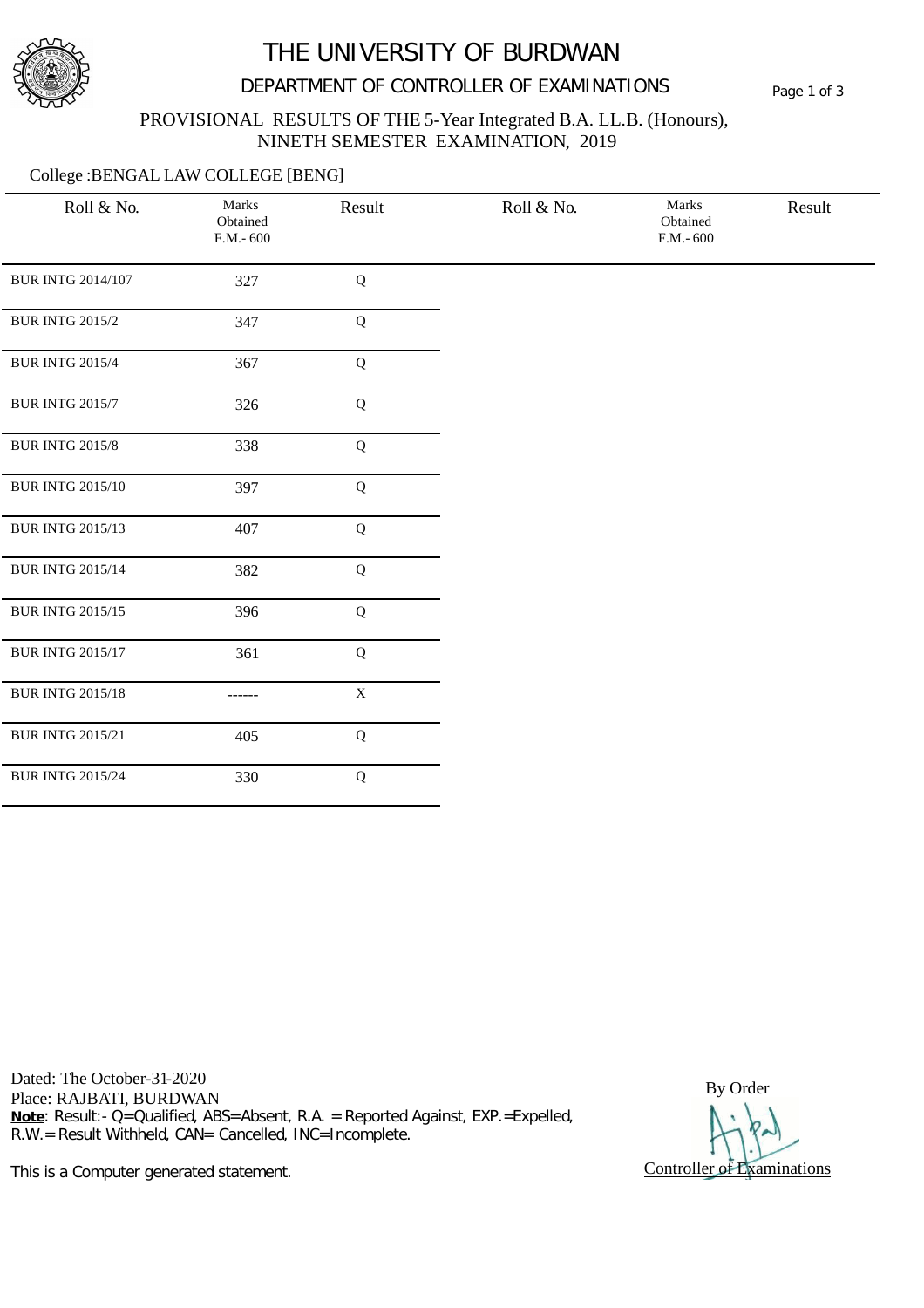# THE UNIVERSITY OF BURDWAN

## DEPARTMENT OF CONTROLLER OF EXAMINATIONS

PROVISIONAL RESULTS OF THE 5-Year Integrated B.A. LL.B. (Honours),
NINETH SEMESTER EXAMINATION, 2019

College :BENGAL LAW COLLEGE [BENG]

| Roll & No. | Marks Obtained F.M.- 600 | Result | Roll & No. | Marks Obtained F.M.- 600 | Result |
|---|---|---|---|---|---|
| BUR INTG 2014/107 | 327 | Q | | | |
| BUR INTG 2015/2 | 347 | Q | | | |
| BUR INTG 2015/4 | 367 | Q | | | |
| BUR INTG 2015/7 | 326 | Q | | | |
| BUR INTG 2015/8 | 338 | Q | | | |
| BUR INTG 2015/10 | 397 | Q | | | |
| BUR INTG 2015/13 | 407 | Q | | | |
| BUR INTG 2015/14 | 382 | Q | | | |
| BUR INTG 2015/15 | 396 | Q | | | |
| BUR INTG 2015/17 | 361 | Q | | | |
| BUR INTG 2015/18 | ------ | X | | | |
| BUR INTG 2015/21 | 405 | Q | | | |
| BUR INTG 2015/24 | 330 | Q | | | |

Dated: The October-31-2020
Place: RAJBATI, BURDWAN
**Note**: Result:- Q=Qualified, ABS=Absent, R.A. = Reported Against, EXP.=Expelled, R.W.= Result Withheld, CAN= Cancelled, INC=Incomplete.

This is a Computer generated statement.

By Order

Controller of Examinations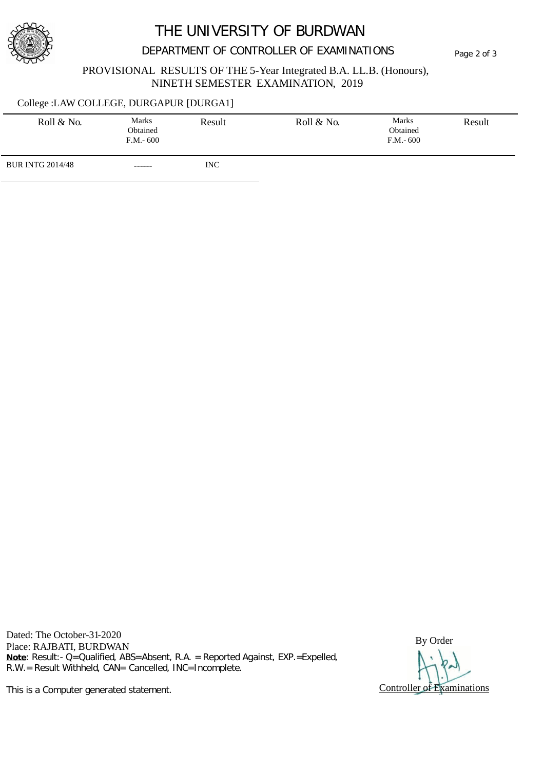# THE UNIVERSITY OF BURDWAN

## DEPARTMENT OF CONTROLLER OF EXAMINATIONS

PROVISIONAL RESULTS OF THE 5-Year Integrated B.A. LL.B. (Honours), NINETH SEMESTER EXAMINATION, 2019

College :LAW COLLEGE, DURGAPUR [DURGA1]

| Roll & No. | Marks Obtained F.M.- 600 | Result | Roll & No. | Marks Obtained F.M.- 600 | Result |
|---|---|---|---|---|---|
| BUR INTG 2014/48 | ------ | INC | | | |

Dated: The October-31-2020
Place: RAJBATI, BURDWAN

**Note**: Result:- Q=Qualified, ABS=Absent, R.A. = Reported Against, EXP.=Expelled, R.W.= Result Withheld, CAN= Cancelled, INC=Incomplete.

This is a Computer generated statement.

By Order

Controller of Examinations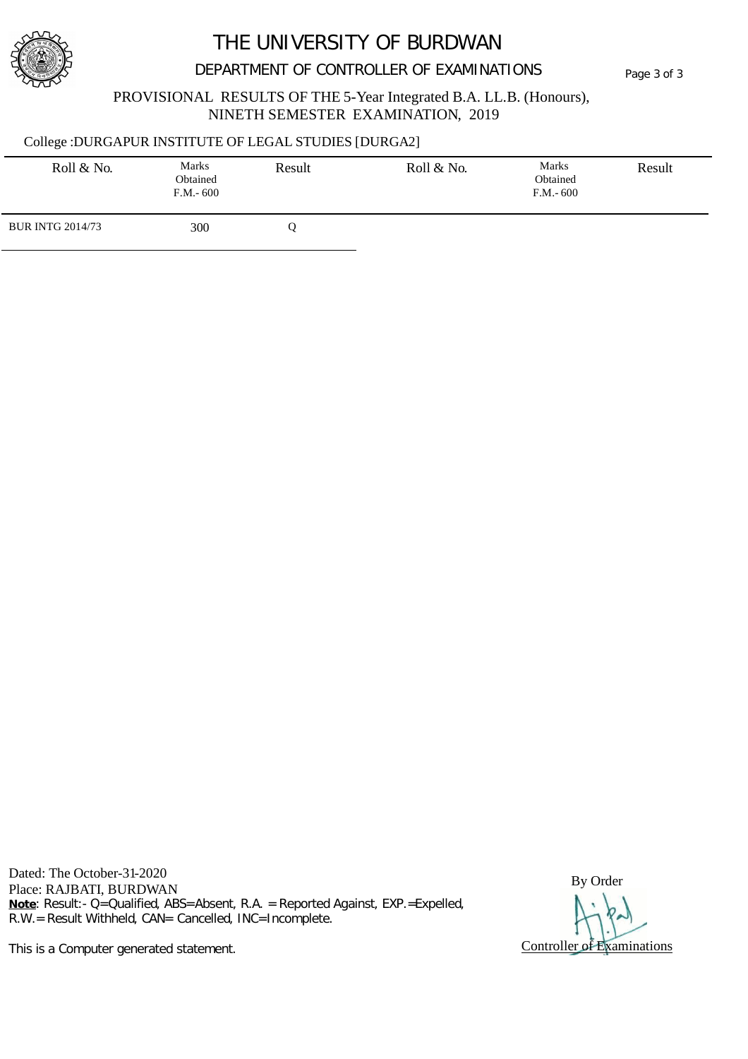# THE UNIVERSITY OF BURDWAN

## DEPARTMENT OF CONTROLLER OF EXAMINATIONS

PROVISIONAL RESULTS OF THE 5-Year Integrated B.A. LL.B. (Honours), NINETH SEMESTER EXAMINATION, 2019

College :DURGAPUR INSTITUTE OF LEGAL STUDIES [DURGA2]

| Roll & No. | Marks Obtained F.M.- 600 | Result | Roll & No. | Marks Obtained F.M.- 600 | Result |
|---|---|---|---|---|---|
| BUR INTG 2014/73 | 300 | Q | | | |

Dated: The October-31-2020
Place: RAJBATI, BURDWAN

**Note**: Result:- Q=Qualified, ABS=Absent, R.A. = Reported Against, EXP.=Expelled, R.W.= Result Withheld, CAN= Cancelled, INC=Incomplete.

This is a Computer generated statement.

By Order

Controller of Examinations